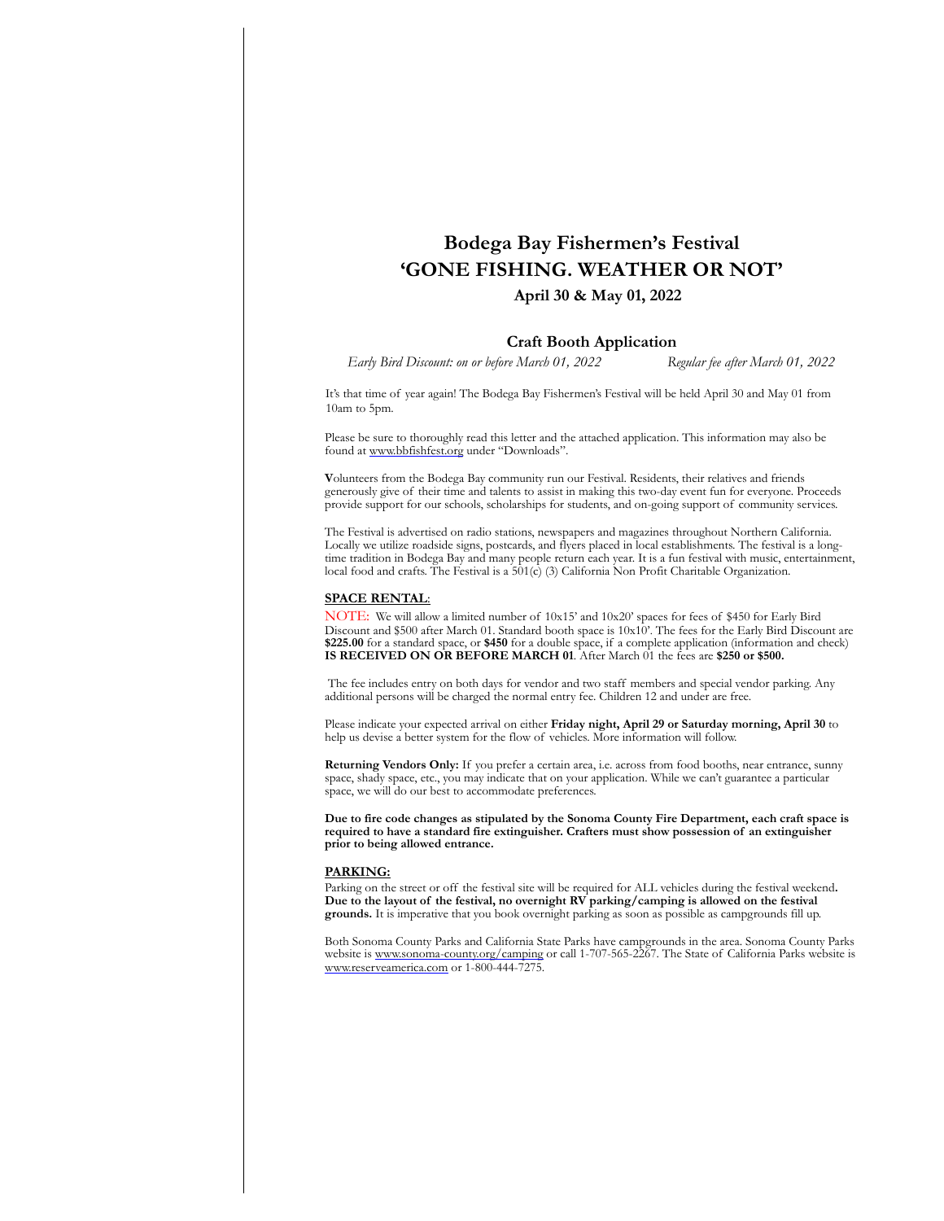# Bodega Bay Fishermen's Festival
# 'GONE FISHING. WEATHER OR NOT'

### April 30 & May 01, 2022

## Craft Booth Application

*Early Bird Discount: on or before March 01, 2022* *Regular fee after March 01, 2022*

It's that time of year again! The Bodega Bay Fishermen's Festival will be held April 30 and May 01 from 10am to 5pm.

Please be sure to thoroughly read this letter and the attached application. This information may also be found at www.bbfishfest.org under "Downloads".

**V**olunteers from the Bodega Bay community run our Festival. Residents, their relatives and friends generously give of their time and talents to assist in making this two-day event fun for everyone. Proceeds provide support for our schools, scholarships for students, and on-going support of community services.

The Festival is advertised on radio stations, newspapers and magazines throughout Northern California. Locally we utilize roadside signs, postcards, and flyers placed in local establishments. The festival is a long-time tradition in Bodega Bay and many people return each year. It is a fun festival with music, entertainment, local food and crafts. The Festival is a 501(c) (3) California Non Profit Charitable Organization.

**SPACE RENTAL**:

NOTE: We will allow a limited number of 10x15' and 10x20' spaces for fees of $450 for Early Bird Discount and $500 after March 01. Standard booth space is 10x10'. The fees for the Early Bird Discount are **$225.00** for a standard space, or **$450** for a double space, if a complete application (information and check) **IS RECEIVED ON OR BEFORE MARCH 01**. After March 01 the fees are **$250 or $500.**

The fee includes entry on both days for vendor and two staff members and special vendor parking. Any additional persons will be charged the normal entry fee. Children 12 and under are free.

Please indicate your expected arrival on either **Friday night, April 29 or Saturday morning, April 30** to help us devise a better system for the flow of vehicles. More information will follow.

**Returning Vendors Only:** If you prefer a certain area, i.e. across from food booths, near entrance, sunny space, shady space, etc., you may indicate that on your application. While we can't guarantee a particular space, we will do our best to accommodate preferences.

**Due to fire code changes as stipulated by the Sonoma County Fire Department, each craft space is required to have a standard fire extinguisher. Crafters must show possession of an extinguisher prior to being allowed entrance.**

**PARKING:**

Parking on the street or off the festival site will be required for ALL vehicles during the festival weekend**. Due to the layout of the festival, no overnight RV parking/camping is allowed on the festival grounds.** It is imperative that you book overnight parking as soon as possible as campgrounds fill up.

Both Sonoma County Parks and California State Parks have campgrounds in the area. Sonoma County Parks website is www.sonoma-county.org/camping or call 1-707-565-2267. The State of California Parks website is www.reserveamerica.com or 1-800-444-7275.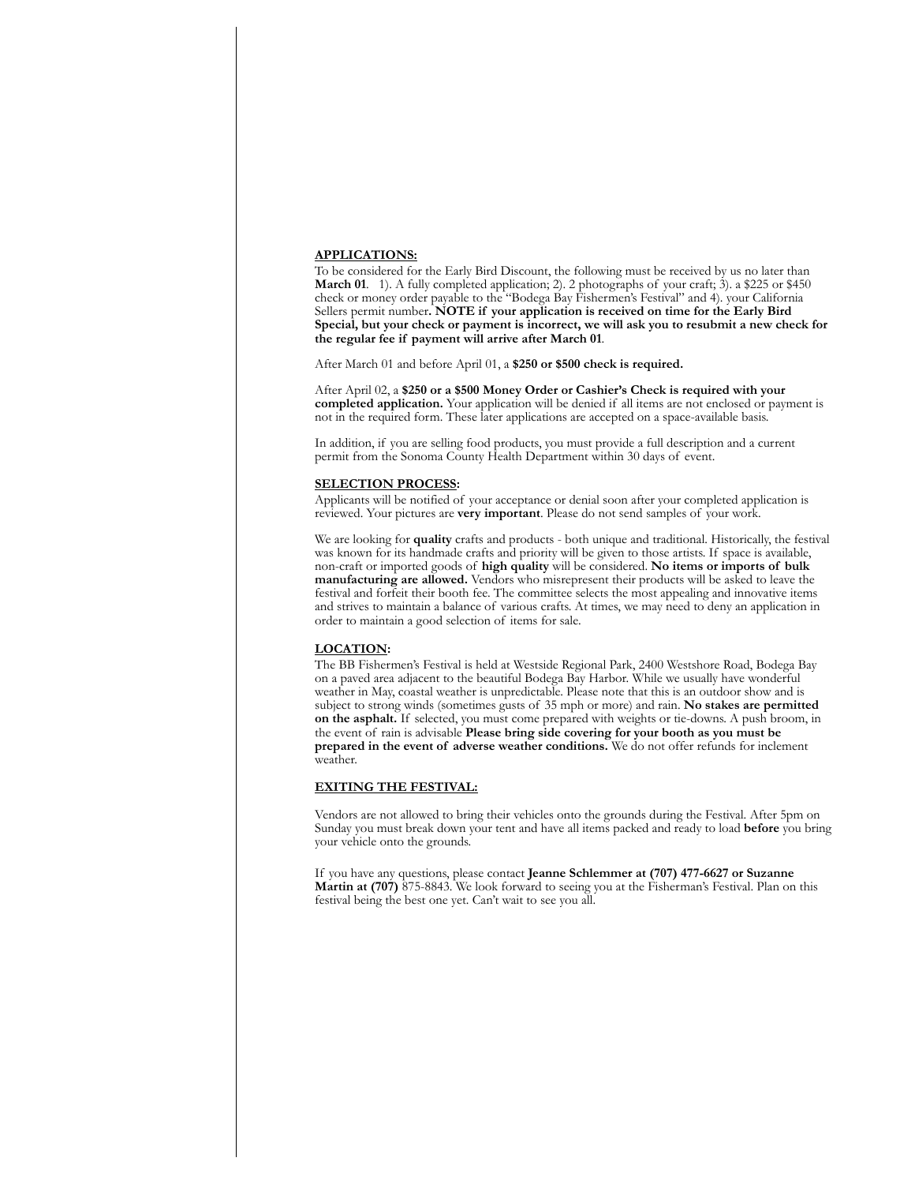**APPLICATIONS:**

To be considered for the Early Bird Discount, the following must be received by us no later than **March 01**. 1). A fully completed application; 2). 2 photographs of your craft; 3). a $225 or $450 check or money order payable to the "Bodega Bay Fishermen's Festival" and 4). your California Sellers permit number**. NOTE if your application is received on time for the Early Bird Special, but your check or payment is incorrect, we will ask you to resubmit a new check for the regular fee if payment will arrive after March 01**.

After March 01 and before April 01, a **$250 or $500 check is required.**

After April 02, a **$250 or a $500 Money Order or Cashier's Check is required with your completed application.** Your application will be denied if all items are not enclosed or payment is not in the required form. These later applications are accepted on a space-available basis.

In addition, if you are selling food products, you must provide a full description and a current permit from the Sonoma County Health Department within 30 days of event.

**SELECTION PROCESS:**

Applicants will be notified of your acceptance or denial soon after your completed application is reviewed. Your pictures are **very important**. Please do not send samples of your work.

We are looking for **quality** crafts and products - both unique and traditional. Historically, the festival was known for its handmade crafts and priority will be given to those artists. If space is available, non-craft or imported goods of **high quality** will be considered. **No items or imports of bulk manufacturing are allowed.** Vendors who misrepresent their products will be asked to leave the festival and forfeit their booth fee. The committee selects the most appealing and innovative items and strives to maintain a balance of various crafts. At times, we may need to deny an application in order to maintain a good selection of items for sale.

**LOCATION:**

The BB Fishermen's Festival is held at Westside Regional Park, 2400 Westshore Road, Bodega Bay on a paved area adjacent to the beautiful Bodega Bay Harbor. While we usually have wonderful weather in May, coastal weather is unpredictable. Please note that this is an outdoor show and is subject to strong winds (sometimes gusts of 35 mph or more) and rain. **No stakes are permitted on the asphalt.** If selected, you must come prepared with weights or tie-downs. A push broom, in the event of rain is advisable **Please bring side covering for your booth as you must be prepared in the event of adverse weather conditions.** We do not offer refunds for inclement weather.

**EXITING THE FESTIVAL:**

Vendors are not allowed to bring their vehicles onto the grounds during the Festival. After 5pm on Sunday you must break down your tent and have all items packed and ready to load **before** you bring your vehicle onto the grounds.

If you have any questions, please contact **Jeanne Schlemmer at (707) 477-6627 or Suzanne Martin at (707)** 875-8843. We look forward to seeing you at the Fisherman's Festival. Plan on this festival being the best one yet. Can't wait to see you all.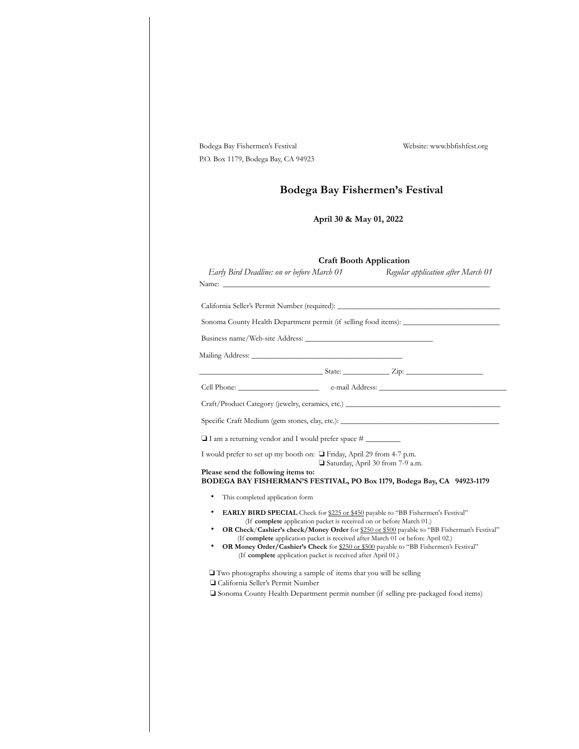Bodega Bay Fishermen's Festival
P.O. Box 1179, Bodega Bay, CA 94923

Website: www.bbfishfest.org

# Bodega Bay Fishermen's Festival

**April 30 & May 01, 2022**

## Craft Booth Application

*Early Bird Deadline: on or before March 01* *Regular application after March 01*

Name: ______________________________________________________________________

California Seller's Permit Number (required): __________________________________________

Sonoma County Health Department permit (if selling food items): _________________________

Business name/Web-site Address: _________________________________

Mailing Address: _______________________________________

_______________________________ State: ____________ Zip: ____________________

Cell Phone: _____________________ e-mail Address: _________________________________

Craft/Product Category (jewelry, ceramics, etc.) ________________________________________

Specific Craft Medium (gem stones, clay, etc.): __________________________________________

❏ I am a returning vendor and I would prefer space # _________

I would prefer to set up my booth on: ❏ Friday, April 29 from 4-7 p.m.
❏ Saturday, April 30 from 7-9 a.m.

**Please send the following items to:**
**BODEGA BAY FISHERMAN'S FESTIVAL, PO Box 1179, Bodega Bay, CA 94923-1179**

- This completed application form
- **EARLY BIRD SPECIAL** Check for $225 or $450 payable to "BB Fishermen's Festival" (If **complete** application packet is received on or before March 01.)
- **OR Check/Cashier's check/Money Order** for $250 or $500 payable to "BB Fisherman's Festival" (If **complete** application packet is received after March 01 or before April 02.)
- **OR Money Order/Cashier's Check** for $250 or $500 payable to "BB Fishermen's Festival" (If **complete** application packet is received after April 01.)

❏ Two photographs showing a sample of items that you will be selling
❏ California Seller's Permit Number
❏ Sonoma County Health Department permit number (if selling pre-packaged food items)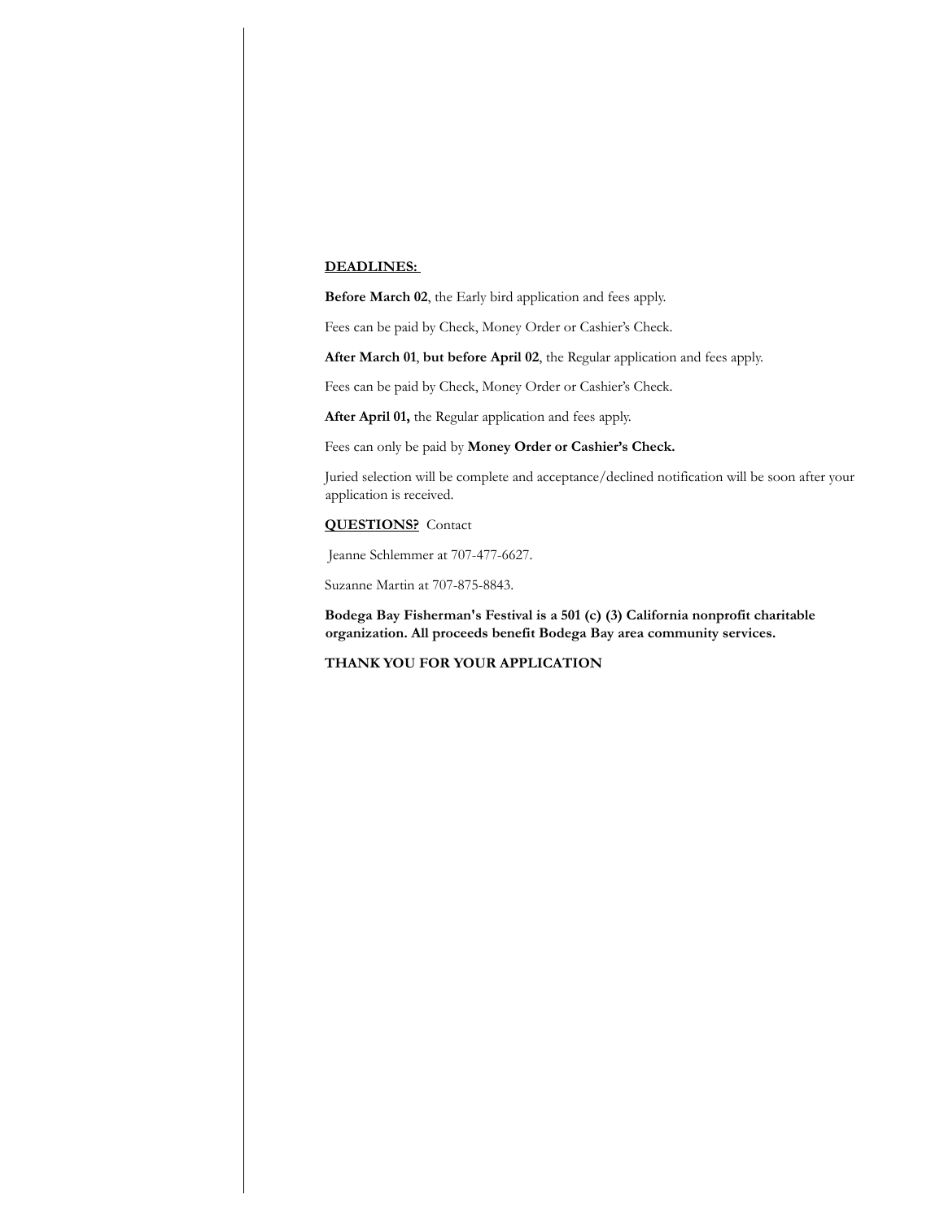**DEADLINES:**

**Before March 02**, the Early bird application and fees apply.

Fees can be paid by Check, Money Order or Cashier's Check.

**After March 01**, **but before April 02**, the Regular application and fees apply.

Fees can be paid by Check, Money Order or Cashier's Check.

**After April 01,** the Regular application and fees apply.

Fees can only be paid by **Money Order or Cashier's Check.**

Juried selection will be complete and acceptance/declined notification will be soon after your application is received.

**QUESTIONS?** Contact

Jeanne Schlemmer at 707-477-6627.

Suzanne Martin at 707-875-8843.

**Bodega Bay Fisherman's Festival is a 501 (c) (3) California nonprofit charitable organization. All proceeds benefit Bodega Bay area community services.**

**THANK YOU FOR YOUR APPLICATION**